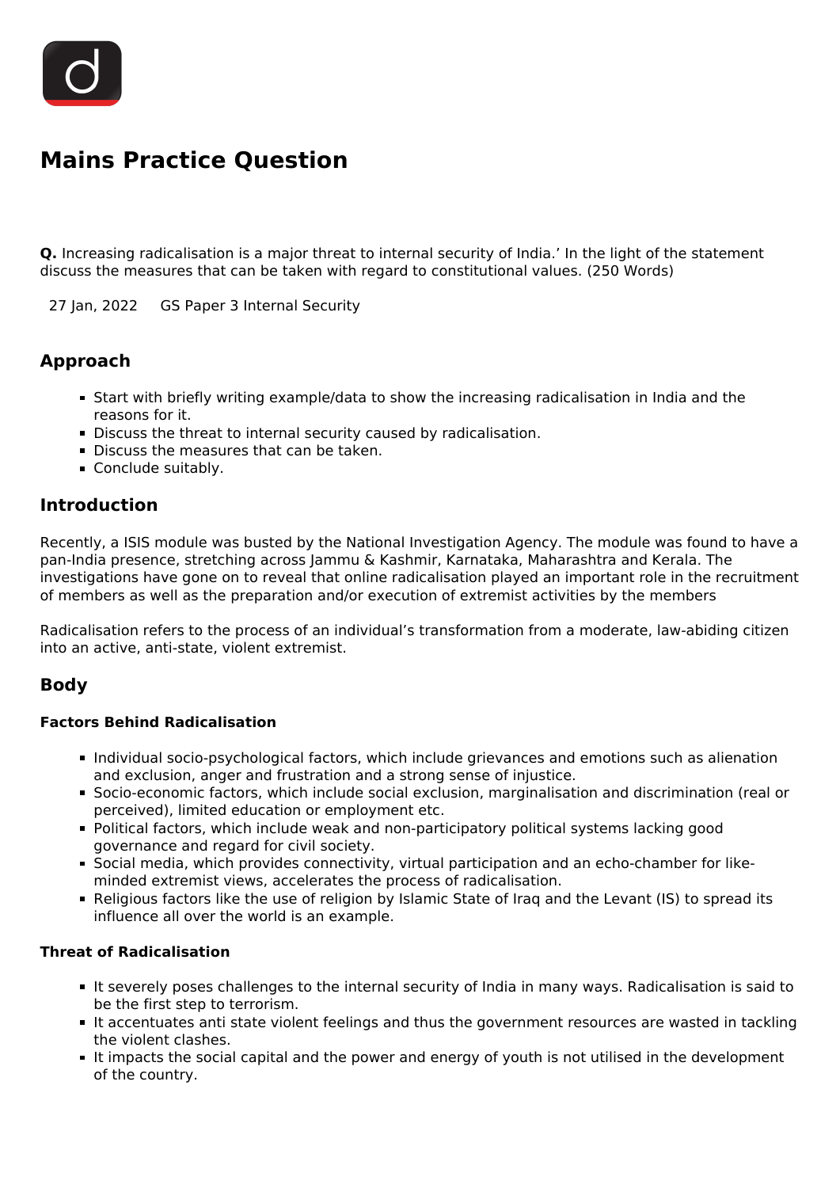# Mains Practice Question

**Q.** Increasing radicalisation is a major threat to internal security of India.' In the light of the statement discuss the measures that can be taken with regard to constitutional values. (250 Words)

27 Jan, 2022 GS Paper 3 Internal Security

## Approach

- Start with briefly writing example/data to show the increasing radicalisation in India and the reasons for it.
- Discuss the threat to internal security caused by radicalisation.
- Discuss the measures that can be taken.
- Conclude suitably.

## Introduction

Recently, a ISIS module was busted by the National Investigation Agency. The module was found to have a pan-India presence, stretching across Jammu & Kashmir, Karnataka, Maharashtra and Kerala. The investigations have gone on to reveal that online radicalisation played an important role in the recruitment of members as well as the preparation and/or execution of extremist activities by the members

Radicalisation refers to the process of an individual's transformation from a moderate, law-abiding citizen into an active, anti-state, violent extremist.

## Body

### Factors Behind Radicalisation

- Individual socio-psychological factors, which include grievances and emotions such as alienation and exclusion, anger and frustration and a strong sense of injustice.
- Socio-economic factors, which include social exclusion, marginalisation and discrimination (real or perceived), limited education or employment etc.
- Political factors, which include weak and non-participatory political systems lacking good governance and regard for civil society.
- Social media, which provides connectivity, virtual participation and an echo-chamber for like-minded extremist views, accelerates the process of radicalisation.
- Religious factors like the use of religion by Islamic State of Iraq and the Levant (IS) to spread its influence all over the world is an example.

### Threat of Radicalisation

- It severely poses challenges to the internal security of India in many ways. Radicalisation is said to be the first step to terrorism.
- It accentuates anti state violent feelings and thus the government resources are wasted in tackling the violent clashes.
- It impacts the social capital and the power and energy of youth is not utilised in the development of the country.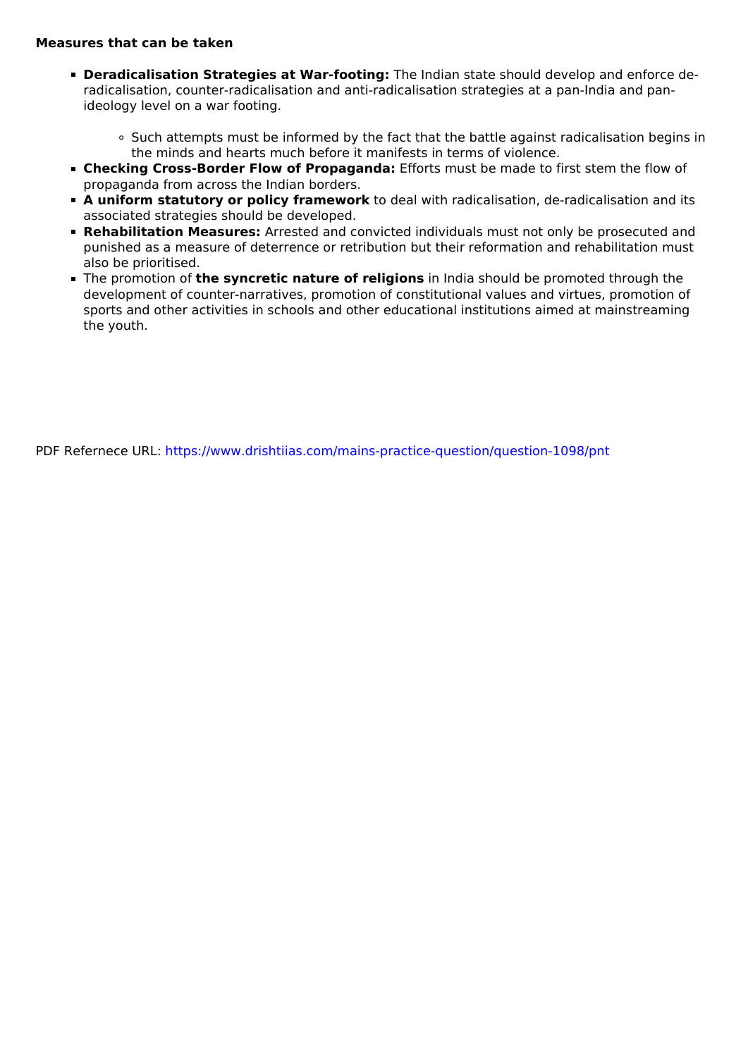**Measures that can be taken**

- **Deradicalisation Strategies at War-footing:** The Indian state should develop and enforce de-radicalisation, counter-radicalisation and anti-radicalisation strategies at a pan-India and pan-ideology level on a war footing.
    - Such attempts must be informed by the fact that the battle against radicalisation begins in the minds and hearts much before it manifests in terms of violence.
- **Checking Cross-Border Flow of Propaganda:** Efforts must be made to first stem the flow of propaganda from across the Indian borders.
- **A uniform statutory or policy framework** to deal with radicalisation, de-radicalisation and its associated strategies should be developed.
- **Rehabilitation Measures:** Arrested and convicted individuals must not only be prosecuted and punished as a measure of deterrence or retribution but their reformation and rehabilitation must also be prioritised.
- The promotion of **the syncretic nature of religions** in India should be promoted through the development of counter-narratives, promotion of constitutional values and virtues, promotion of sports and other activities in schools and other educational institutions aimed at mainstreaming the youth.

PDF Refernece URL: https://www.drishtiias.com/mains-practice-question/question-1098/pnt